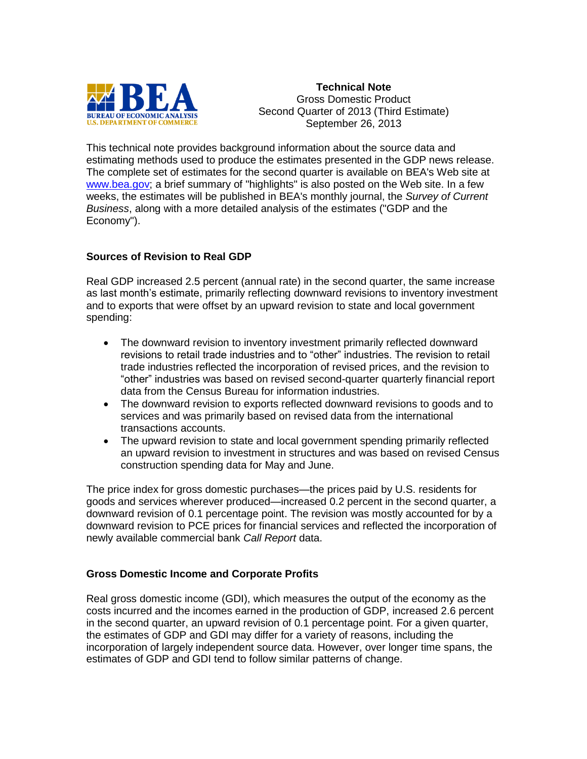**Technical Note**
Gross Domestic Product
Second Quarter of 2013 (Third Estimate)
September 26, 2013

This technical note provides background information about the source data and estimating methods used to produce the estimates presented in the GDP news release. The complete set of estimates for the second quarter is available on BEA's Web site at www.bea.gov; a brief summary of "highlights" is also posted on the Web site. In a few weeks, the estimates will be published in BEA's monthly journal, the *Survey of Current Business*, along with a more detailed analysis of the estimates ("GDP and the Economy").

## Sources of Revision to Real GDP

Real GDP increased 2.5 percent (annual rate) in the second quarter, the same increase as last month's estimate, primarily reflecting downward revisions to inventory investment and to exports that were offset by an upward revision to state and local government spending:

- The downward revision to inventory investment primarily reflected downward revisions to retail trade industries and to "other" industries. The revision to retail trade industries reflected the incorporation of revised prices, and the revision to "other" industries was based on revised second-quarter quarterly financial report data from the Census Bureau for information industries.
- The downward revision to exports reflected downward revisions to goods and to services and was primarily based on revised data from the international transactions accounts.
- The upward revision to state and local government spending primarily reflected an upward revision to investment in structures and was based on revised Census construction spending data for May and June.

The price index for gross domestic purchases—the prices paid by U.S. residents for goods and services wherever produced—increased 0.2 percent in the second quarter, a downward revision of 0.1 percentage point. The revision was mostly accounted for by a downward revision to PCE prices for financial services and reflected the incorporation of newly available commercial bank *Call Report* data.

## Gross Domestic Income and Corporate Profits

Real gross domestic income (GDI), which measures the output of the economy as the costs incurred and the incomes earned in the production of GDP, increased 2.6 percent in the second quarter, an upward revision of 0.1 percentage point. For a given quarter, the estimates of GDP and GDI may differ for a variety of reasons, including the incorporation of largely independent source data. However, over longer time spans, the estimates of GDP and GDI tend to follow similar patterns of change.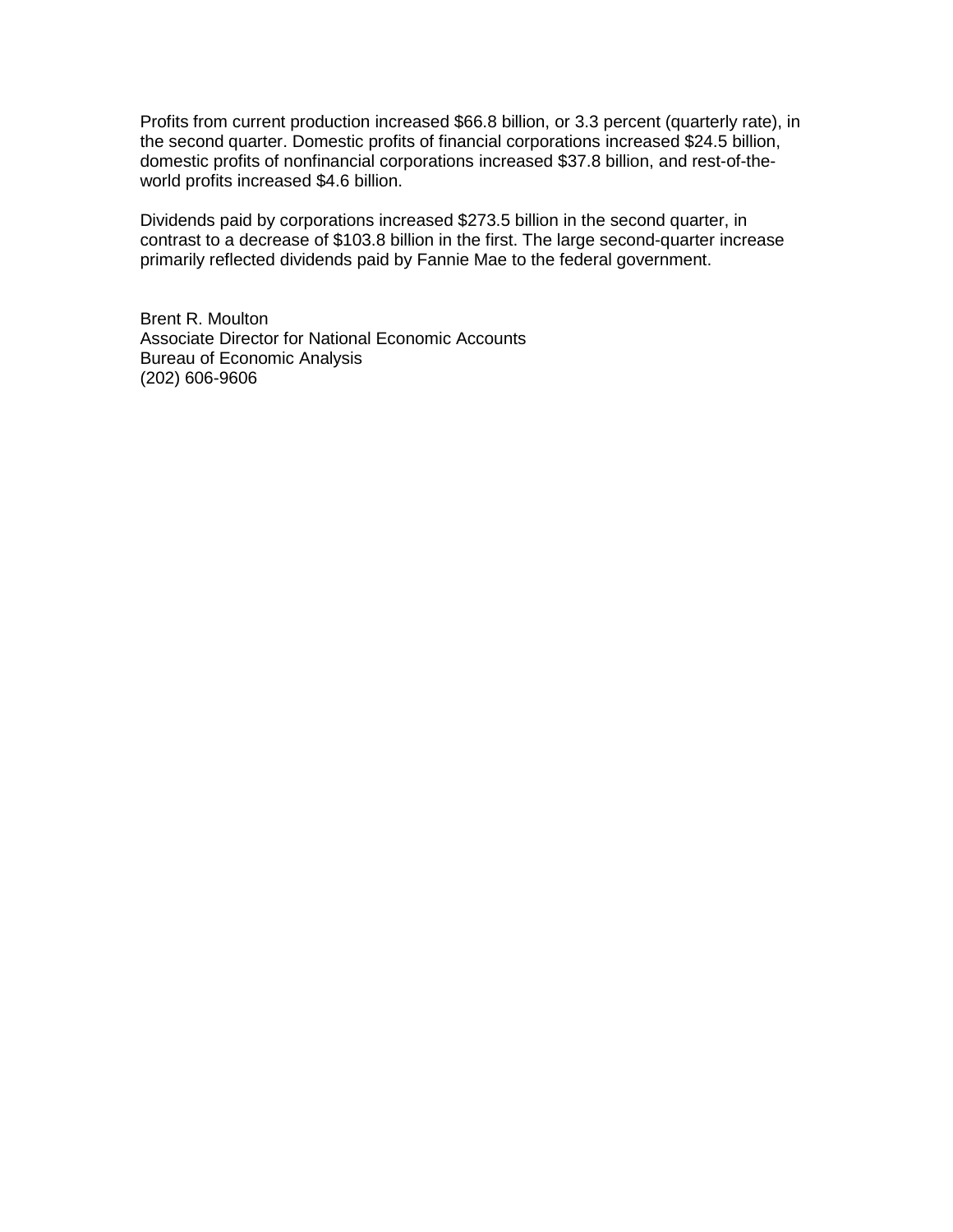Profits from current production increased $66.8 billion, or 3.3 percent (quarterly rate), in the second quarter. Domestic profits of financial corporations increased $24.5 billion, domestic profits of nonfinancial corporations increased $37.8 billion, and rest-of-the-world profits increased $4.6 billion.

Dividends paid by corporations increased $273.5 billion in the second quarter, in contrast to a decrease of $103.8 billion in the first. The large second-quarter increase primarily reflected dividends paid by Fannie Mae to the federal government.

Brent R. Moulton
Associate Director for National Economic Accounts
Bureau of Economic Analysis
(202) 606-9606